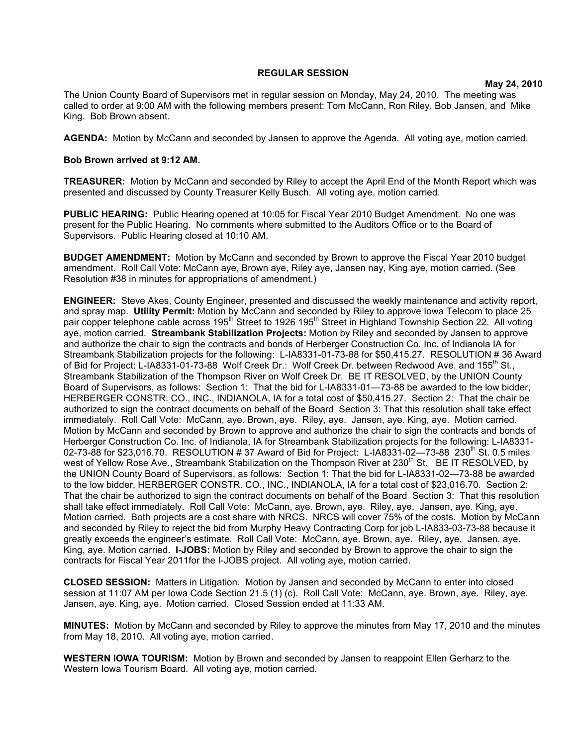# REGULAR SESSION

**May 24, 2010**

The Union County Board of Supervisors met in regular session on Monday, May 24, 2010. The meeting was called to order at 9:00 AM with the following members present: Tom McCann, Ron Riley, Bob Jansen, and Mike King. Bob Brown absent.

**AGENDA:** Motion by McCann and seconded by Jansen to approve the Agenda. All voting aye, motion carried.

**Bob Brown arrived at 9:12 AM.**

**TREASURER:** Motion by McCann and seconded by Riley to accept the April End of the Month Report which was presented and discussed by County Treasurer Kelly Busch. All voting aye, motion carried.

**PUBLIC HEARING:** Public Hearing opened at 10:05 for Fiscal Year 2010 Budget Amendment. No one was present for the Public Hearing. No comments where submitted to the Auditors Office or to the Board of Supervisors. Public Hearing closed at 10:10 AM.

**BUDGET AMENDMENT:** Motion by McCann and seconded by Brown to approve the Fiscal Year 2010 budget amendment. Roll Call Vote: McCann aye, Brown aye, Riley aye, Jansen nay, King aye, motion carried. (See Resolution #38 in minutes for appropriations of amendment.)

**ENGINEER:** Steve Akes, County Engineer, presented and discussed the weekly maintenance and activity report, and spray map. **Utility Permit:** Motion by McCann and seconded by Riley to approve Iowa Telecom to place 25 pair copper telephone cable across 195th Street to 1926 195th Street in Highland Township Section 22. All voting aye, motion carried. **Streambank Stabilization Projects:** Motion by Riley and seconded by Jansen to approve and authorize the chair to sign the contracts and bonds of Herberger Construction Co. Inc. of Indianola IA for Streambank Stabilization projects for the following: L-IA8331-01-73-88 for $50,415.27. RESOLUTION # 36 Award of Bid for Project: L-IA8331-01-73-88 Wolf Creek Dr.: Wolf Creek Dr. between Redwood Ave. and 155th St., Streambank Stabilization of the Thompson River on Wolf Creek Dr. BE IT RESOLVED, by the UNION County Board of Supervisors, as follows: Section 1: That the bid for L-IA8331-01—73-88 be awarded to the low bidder, HERBERGER CONSTR. CO., INC., INDIANOLA, IA for a total cost of $50,415.27. Section 2: That the chair be authorized to sign the contract documents on behalf of the Board Section 3: That this resolution shall take effect immediately. Roll Call Vote: McCann, aye. Brown, aye. Riley, aye. Jansen, aye. King, aye. Motion carried. Motion by McCann and seconded by Brown to approve and authorize the chair to sign the contracts and bonds of Herberger Construction Co. Inc. of Indianola, IA for Streambank Stabilization projects for the following: L-IA8331-02-73-88 for $23,016.70. RESOLUTION # 37 Award of Bid for Project: L-IA8331-02—73-88 230th St. 0.5 miles west of Yellow Rose Ave., Streambank Stabilization on the Thompson River at 230th St. BE IT RESOLVED, by the UNION County Board of Supervisors, as follows: Section 1: That the bid for L-IA8331-02—73-88 be awarded to the low bidder, HERBERGER CONSTR. CO., INC., INDIANOLA, IA for a total cost of $23,016.70. Section 2: That the chair be authorized to sign the contract documents on behalf of the Board Section 3: That this resolution shall take effect immediately. Roll Call Vote: McCann, aye. Brown, aye. Riley, aye. Jansen, aye. King, aye. Motion carried. Both projects are a cost share with NRCS. NRCS will cover 75% of the costs. Motion by McCann and seconded by Riley to reject the bid from Murphy Heavy Contracting Corp for job L-IA833-03-73-88 because it greatly exceeds the engineer's estimate. Roll Call Vote: McCann, aye. Brown, aye. Riley, aye. Jansen, aye. King, aye. Motion carried. **I-JOBS:** Motion by Riley and seconded by Brown to approve the chair to sign the contracts for Fiscal Year 2011for the I-JOBS project. All voting aye, motion carried.

**CLOSED SESSION:** Matters in Litigation. Motion by Jansen and seconded by McCann to enter into closed session at 11:07 AM per Iowa Code Section 21.5 (1) (c). Roll Call Vote: McCann, aye. Brown, aye. Riley, aye. Jansen, aye. King, aye. Motion carried. Closed Session ended at 11:33 AM.

**MINUTES:** Motion by McCann and seconded by Riley to approve the minutes from May 17, 2010 and the minutes from May 18, 2010. All voting aye, motion carried.

**WESTERN IOWA TOURISM:** Motion by Brown and seconded by Jansen to reappoint Ellen Gerharz to the Western Iowa Tourism Board. All voting aye, motion carried.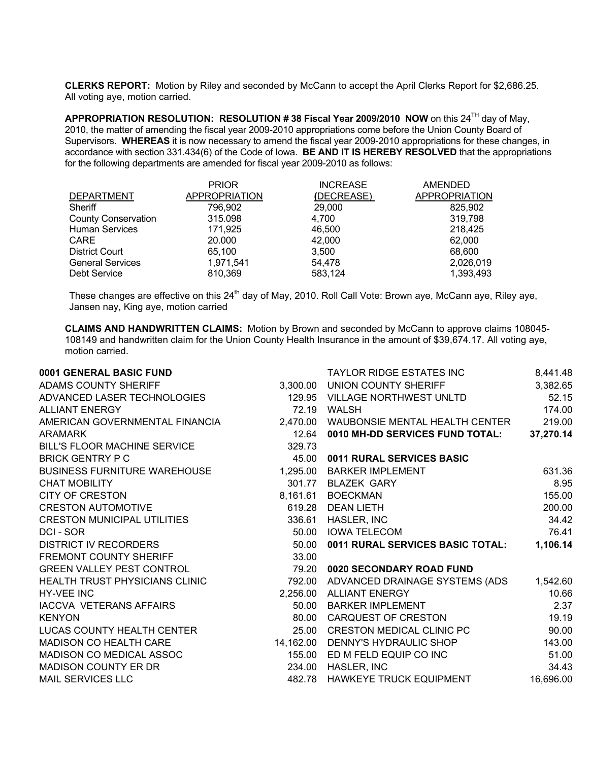**CLERKS REPORT:** Motion by Riley and seconded by McCann to accept the April Clerks Report for $2,686.25. All voting aye, motion carried.

**APPROPRIATION RESOLUTION: RESOLUTION # 38 Fiscal Year 2009/2010 NOW** on this 24TH day of May, 2010, the matter of amending the fiscal year 2009-2010 appropriations come before the Union County Board of Supervisors. **WHEREAS** it is now necessary to amend the fiscal year 2009-2010 appropriations for these changes, in accordance with section 331.434(6) of the Code of Iowa. **BE AND IT IS HEREBY RESOLVED** that the appropriations for the following departments are amended for fiscal year 2009-2010 as follows:

| DEPARTMENT | PRIOR APPROPRIATION | INCREASE (DECREASE) | AMENDED APPROPRIATION |
|---|---|---|---|
| Sheriff | 796,902 | 29,000 | 825,902 |
| County Conservation | 315.098 | 4,700 | 319,798 |
| Human Services | 171,925 | 46,500 | 218,425 |
| CARE | 20.000 | 42,000 | 62,000 |
| District Court | 65,100 | 3,500 | 68,600 |
| General Services | 1,971,541 | 54,478 | 2,026,019 |
| Debt Service | 810,369 | 583,124 | 1,393,493 |

These changes are effective on this 24th day of May, 2010. Roll Call Vote: Brown aye, McCann aye, Riley aye, Jansen nay, King aye, motion carried

**CLAIMS AND HANDWRITTEN CLAIMS:** Motion by Brown and seconded by McCann to approve claims 108045-108149 and handwritten claim for the Union County Health Insurance in the amount of $39,674.17. All voting aye, motion carried.

| **0001 GENERAL BASIC FUND** | |
|---|---|
| ADAMS COUNTY SHERIFF | 3,300.00 |
| ADVANCED LASER TECHNOLOGIES | 129.95 |
| ALLIANT ENERGY | 72.19 |
| AMERICAN GOVERNMENTAL FINANCIA | 2,470.00 |
| ARAMARK | 12.64 |
| BILL'S FLOOR MACHINE SERVICE | 329.73 |
| BRICK GENTRY P C | 45.00 |
| BUSINESS FURNITURE WAREHOUSE | 1,295.00 |
| CHAT MOBILITY | 301.77 |
| CITY OF CRESTON | 8,161.61 |
| CRESTON AUTOMOTIVE | 619.28 |
| CRESTON MUNICIPAL UTILITIES | 336.61 |
| DCI - SOR | 50.00 |
| DISTRICT IV RECORDERS | 50.00 |
| FREMONT COUNTY SHERIFF | 33.00 |
| GREEN VALLEY PEST CONTROL | 79.20 |
| HEALTH TRUST PHYSICIANS CLINIC | 792.00 |
| HY-VEE INC | 2,256.00 |
| IACCVA VETERANS AFFAIRS | 50.00 |
| KENYON | 80.00 |
| LUCAS COUNTY HEALTH CENTER | 25.00 |
| MADISON CO HEALTH CARE | 14,162.00 |
| MADISON CO MEDICAL ASSOC | 155.00 |
| MADISON COUNTY ER DR | 234.00 |
| MAIL SERVICES LLC | 482.78 |

| | |
|---|---|
| TAYLOR RIDGE ESTATES INC | 8,441.48 |
| UNION COUNTY SHERIFF | 3,382.65 |
| VILLAGE NORTHWEST UNLTD | 52.15 |
| WALSH | 174.00 |
| WAUBONSIE MENTAL HEALTH CENTER | 219.00 |
| **0010 MH-DD SERVICES FUND TOTAL:** | **37,270.14** |

| **0011 RURAL SERVICES BASIC** | |
|---|---|
| BARKER IMPLEMENT | 631.36 |
| BLAZEK GARY | 8.95 |
| BOECKMAN | 155.00 |
| DEAN LIETH | 200.00 |
| HASLER, INC | 34.42 |
| IOWA TELECOM | 76.41 |
| **0011 RURAL SERVICES BASIC TOTAL:** | **1,106.14** |

| **0020 SECONDARY ROAD FUND** | |
|---|---|
| ADVANCED DRAINAGE SYSTEMS (ADS | 1,542.60 |
| ALLIANT ENERGY | 10.66 |
| BARKER IMPLEMENT | 2.37 |
| CARQUEST OF CRESTON | 19.19 |
| CRESTON MEDICAL CLINIC PC | 90.00 |
| DENNY'S HYDRAULIC SHOP | 143.00 |
| ED M FELD EQUIP CO INC | 51.00 |
| HASLER, INC | 34.43 |
| HAWKEYE TRUCK EQUIPMENT | 16,696.00 |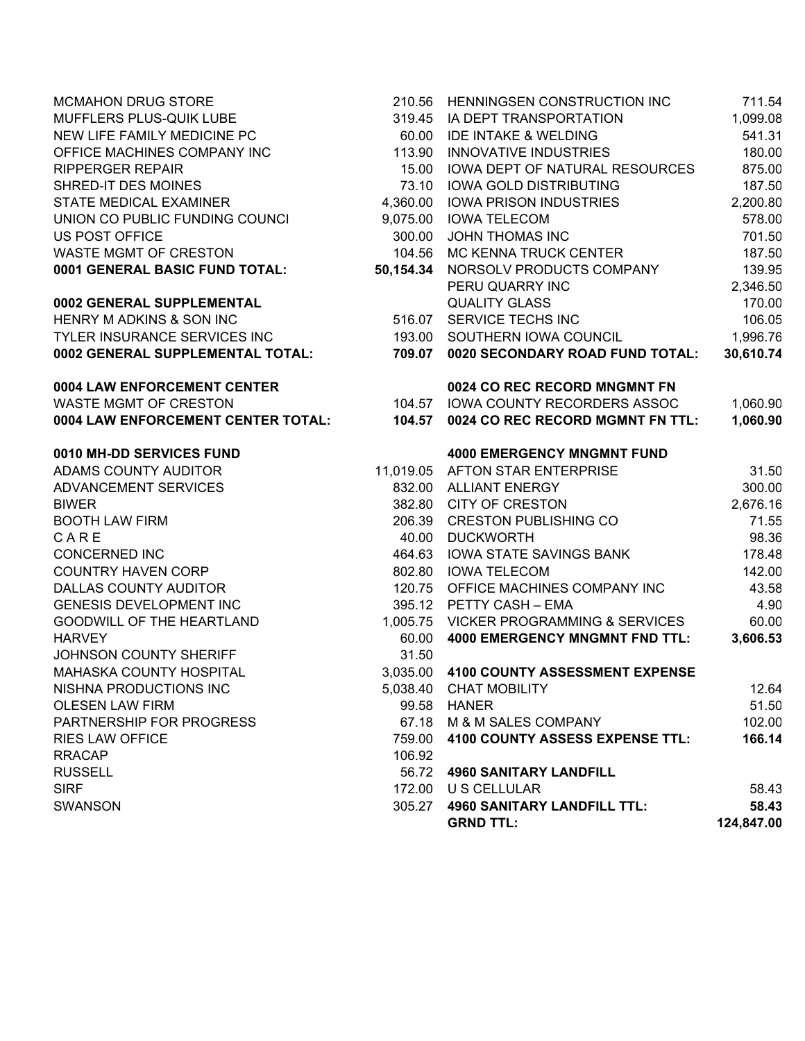| | |
|---|---|
| MCMAHON DRUG STORE | 210.56 |
| MUFFLERS PLUS-QUIK LUBE | 319.45 |
| NEW LIFE FAMILY MEDICINE PC | 60.00 |
| OFFICE MACHINES COMPANY INC | 113.90 |
| RIPPERGER REPAIR | 15.00 |
| SHRED-IT DES MOINES | 73.10 |
| STATE MEDICAL EXAMINER | 4,360.00 |
| UNION CO PUBLIC FUNDING COUNCI | 9,075.00 |
| US POST OFFICE | 300.00 |
| WASTE MGMT OF CRESTON | 104.56 |
| **0001 GENERAL BASIC FUND TOTAL:** | **50,154.34** |
| | |
| **0002 GENERAL SUPPLEMENTAL** | |
| HENRY M ADKINS & SON INC | 516.07 |
| TYLER INSURANCE SERVICES INC | 193.00 |
| **0002 GENERAL SUPPLEMENTAL TOTAL:** | **709.07** |
| | |
| **0004 LAW ENFORCEMENT CENTER** | |
| WASTE MGMT OF CRESTON | 104.57 |
| **0004 LAW ENFORCEMENT CENTER TOTAL:** | **104.57** |
| | |
| **0010 MH-DD SERVICES FUND** | |
| ADAMS COUNTY AUDITOR | 11,019.05 |
| ADVANCEMENT SERVICES | 832.00 |
| BIWER | 382.80 |
| BOOTH LAW FIRM | 206.39 |
| C A R E | 40.00 |
| CONCERNED INC | 464.63 |
| COUNTRY HAVEN CORP | 802.80 |
| DALLAS COUNTY AUDITOR | 120.75 |
| GENESIS DEVELOPMENT INC | 395.12 |
| GOODWILL OF THE HEARTLAND | 1,005.75 |
| HARVEY | 60.00 |
| JOHNSON COUNTY SHERIFF | 31.50 |
| MAHASKA COUNTY HOSPITAL | 3,035.00 |
| NISHNA PRODUCTIONS INC | 5,038.40 |
| OLESEN LAW FIRM | 99.58 |
| PARTNERSHIP FOR PROGRESS | 67.18 |
| RIES LAW OFFICE | 759.00 |
| RRACAP | 106.92 |
| RUSSELL | 56.72 |
| SIRF | 172.00 |
| SWANSON | 305.27 |
| HENNINGSEN CONSTRUCTION INC | 711.54 |
| IA DEPT TRANSPORTATION | 1,099.08 |
| IDE INTAKE & WELDING | 541.31 |
| INNOVATIVE INDUSTRIES | 180.00 |
| IOWA DEPT OF NATURAL RESOURCES | 875.00 |
| IOWA GOLD DISTRIBUTING | 187.50 |
| IOWA PRISON INDUSTRIES | 2,200.80 |
| IOWA TELECOM | 578.00 |
| JOHN THOMAS INC | 701.50 |
| MC KENNA TRUCK CENTER | 187.50 |
| NORSOLV PRODUCTS COMPANY | 139.95 |
| PERU QUARRY INC | 2,346.50 |
| QUALITY GLASS | 170.00 |
| SERVICE TECHS INC | 106.05 |
| SOUTHERN IOWA COUNCIL | 1,996.76 |
| **0020 SECONDARY ROAD FUND TOTAL:** | **30,610.74** |
| | |
| **0024 CO REC RECORD MNGMNT FN** | |
| IOWA COUNTY RECORDERS ASSOC | 1,060.90 |
| **0024 CO REC RECORD MGMNT FN TTL:** | **1,060.90** |
| | |
| **4000 EMERGENCY MNGMNT FUND** | |
| AFTON STAR ENTERPRISE | 31.50 |
| ALLIANT ENERGY | 300.00 |
| CITY OF CRESTON | 2,676.16 |
| CRESTON PUBLISHING CO | 71.55 |
| DUCKWORTH | 98.36 |
| IOWA STATE SAVINGS BANK | 178.48 |
| IOWA TELECOM | 142.00 |
| OFFICE MACHINES COMPANY INC | 43.58 |
| PETTY CASH – EMA | 4.90 |
| VICKER PROGRAMMING & SERVICES | 60.00 |
| **4000 EMERGENCY MNGMNT FND TTL:** | **3,606.53** |
| | |
| **4100 COUNTY ASSESSMENT EXPENSE** | |
| CHAT MOBILITY | 12.64 |
| HANER | 51.50 |
| M & M SALES COMPANY | 102.00 |
| **4100 COUNTY ASSESS EXPENSE TTL:** | **166.14** |
| | |
| **4960 SANITARY LANDFILL** | |
| U S CELLULAR | 58.43 |
| **4960 SANITARY LANDFILL TTL:** | **58.43** |
| **GRND TTL:** | **124,847.00** |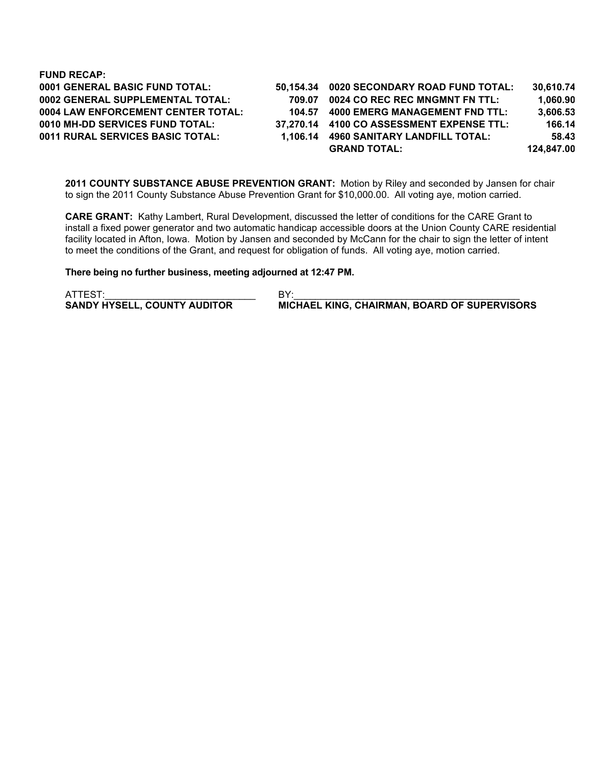**FUND RECAP:**

| | | | |
|---|---|---|---|
| **0001 GENERAL BASIC FUND TOTAL:** | **50,154.34** | **0020 SECONDARY ROAD FUND TOTAL:** | **30,610.74** |
| **0002 GENERAL SUPPLEMENTAL TOTAL:** | **709.07** | **0024 CO REC REC MNGMNT FN TTL:** | **1,060.90** |
| **0004 LAW ENFORCEMENT CENTER TOTAL:** | **104.57** | **4000 EMERG MANAGEMENT FND TTL:** | **3,606.53** |
| **0010 MH-DD SERVICES FUND TOTAL:** | **37,270.14** | **4100 CO ASSESSMENT EXPENSE TTL:** | **166.14** |
| **0011 RURAL SERVICES BASIC TOTAL:** | **1,106.14** | **4960 SANITARY LANDFILL TOTAL:** | **58.43** |
| | | **GRAND TOTAL:** | **124,847.00** |

**2011 COUNTY SUBSTANCE ABUSE PREVENTION GRANT:** Motion by Riley and seconded by Jansen for chair to sign the 2011 County Substance Abuse Prevention Grant for $10,000.00. All voting aye, motion carried.

**CARE GRANT:** Kathy Lambert, Rural Development, discussed the letter of conditions for the CARE Grant to install a fixed power generator and two automatic handicap accessible doors at the Union County CARE residential facility located in Afton, Iowa. Motion by Jansen and seconded by McCann for the chair to sign the letter of intent to meet the conditions of the Grant, and request for obligation of funds. All voting aye, motion carried.

**There being no further business, meeting adjourned at 12:47 PM.**

ATTEST:____________________________ BY:___________________________________________

**SANDY HYSELL, COUNTY AUDITOR** **MICHAEL KING, CHAIRMAN, BOARD OF SUPERVISORS**